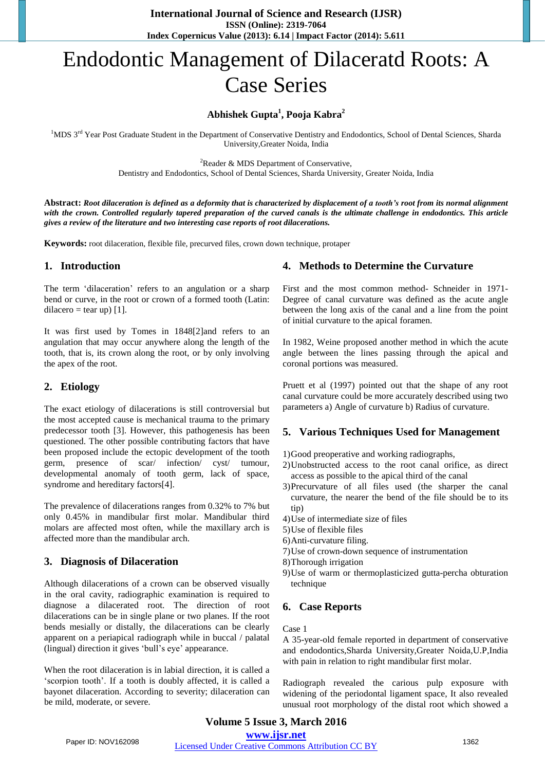# Endodontic Management of Dilaceratd Roots: A Case Series

**Abhishek Gupta[1], Pooja Kabra[2]**

[1]MDS 3rd Year Post Graduate Student in the Department of Conservative Dentistry and Endodontics, School of Dental Sciences, Sharda University,Greater Noida, India

[2]Reader & MDS Department of Conservative, Dentistry and Endodontics, School of Dental Sciences, Sharda University, Greater Noida, India

**Abstract:** ***Root dilaceration is defined as a deformity that is characterized by displacement of a tooth's root from its normal alignment with the crown. Controlled regularly tapered preparation of the curved canals is the ultimate challenge in endodontics. This article gives a review of the literature and two interesting case reports of root dilacerations.***

**Keywords:** root dilaceration, flexible file, precurved files, crown down technique, protaper

## 1. Introduction

The term 'dilaceration' refers to an angulation or a sharp bend or curve, in the root or crown of a formed tooth (Latin: dilacero = tear up) [1].

It was first used by Tomes in 1848[2]and refers to an angulation that may occur anywhere along the length of the tooth, that is, its crown along the root, or by only involving the apex of the root.

## 2. Etiology

The exact etiology of dilacerations is still controversial but the most accepted cause is mechanical trauma to the primary predecessor tooth [3]. However, this pathogenesis has been questioned. The other possible contributing factors that have been proposed include the ectopic development of the tooth germ, presence of scar/ infection/ cyst/ tumour, developmental anomaly of tooth germ, lack of space, syndrome and hereditary factors[4].

The prevalence of dilacerations ranges from 0.32% to 7% but only 0.45% in mandibular first molar. Mandibular third molars are affected most often, while the maxillary arch is affected more than the mandibular arch.

## 3. Diagnosis of Dilaceration

Although dilacerations of a crown can be observed visually in the oral cavity, radiographic examination is required to diagnose a dilacerated root. The direction of root dilacerations can be in single plane or two planes. If the root bends mesially or distally, the dilacerations can be clearly apparent on a periapical radiograph while in buccal / palatal (lingual) direction it gives 'bull's eye' appearance.

When the root dilaceration is in labial direction, it is called a 'scorpion tooth'. If a tooth is doubly affected, it is called a bayonet dilaceration. According to severity; dilaceration can be mild, moderate, or severe.

## 4. Methods to Determine the Curvature

First and the most common method- Schneider in 1971- Degree of canal curvature was defined as the acute angle between the long axis of the canal and a line from the point of initial curvature to the apical foramen.

In 1982, Weine proposed another method in which the acute angle between the lines passing through the apical and coronal portions was measured.

Pruett et al (1997) pointed out that the shape of any root canal curvature could be more accurately described using two parameters a) Angle of curvature b) Radius of curvature.

## 5. Various Techniques Used for Management

1) Good preoperative and working radiographs,
2) Unobstructed access to the root canal orifice, as direct access as possible to the apical third of the canal
3) Precurvature of all files used (the sharper the canal curvature, the nearer the bend of the file should be to its tip)
4) Use of intermediate size of files
5) Use of flexible files
6) Anti-curvature filing.
7) Use of crown-down sequence of instrumentation
8) Thorough irrigation
9) Use of warm or thermoplasticized gutta-percha obturation technique

## 6. Case Reports

Case 1

A 35-year-old female reported in department of conservative and endodontics,Sharda University,Greater Noida,U.P,India with pain in relation to right mandibular first molar.

Radiograph revealed the carious pulp exposure with widening of the periodontal ligament space, It also revealed unusual root morphology of the distal root which showed a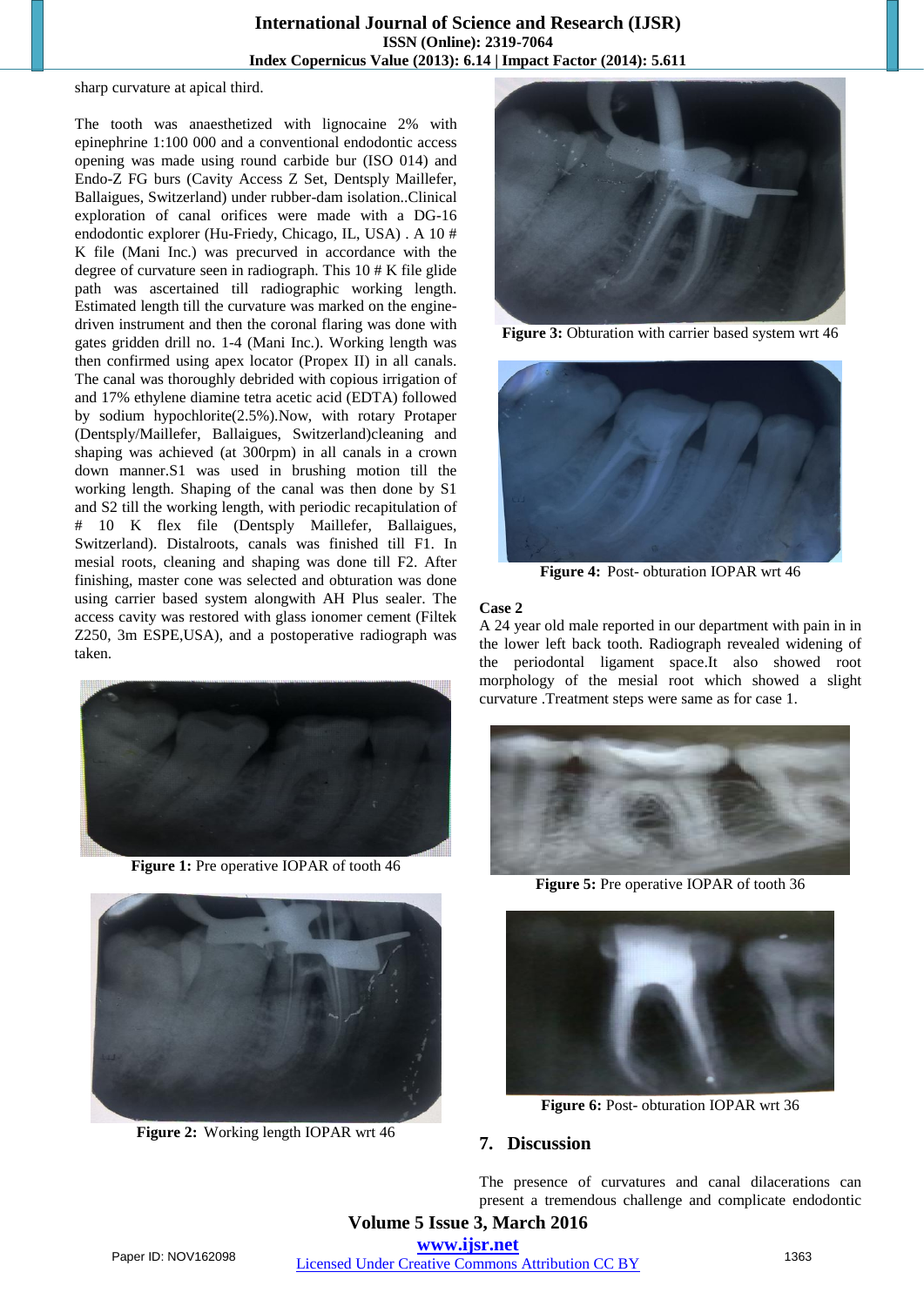sharp curvature at apical third.

The tooth was anaesthetized with lignocaine 2% with epinephrine 1:100 000 and a conventional endodontic access opening was made using round carbide bur (ISO 014) and Endo-Z FG burs (Cavity Access Z Set, Dentsply Maillefer, Ballaigues, Switzerland) under rubber-dam isolation..Clinical exploration of canal orifices were made with a DG-16 endodontic explorer (Hu-Friedy, Chicago, IL, USA) . A 10 # K file (Mani Inc.) was precurved in accordance with the degree of curvature seen in radiograph. This 10 # K file glide path was ascertained till radiographic working length. Estimated length till the curvature was marked on the engine-driven instrument and then the coronal flaring was done with gates gridden drill no. 1-4 (Mani Inc.). Working length was then confirmed using apex locator (Propex II) in all canals. The canal was thoroughly debrided with copious irrigation of and 17% ethylene diamine tetra acetic acid (EDTA) followed by sodium hypochlorite(2.5%).Now, with rotary Protaper (Dentsply/Maillefer, Ballaigues, Switzerland)cleaning and shaping was achieved (at 300rpm) in all canals in a crown down manner.S1 was used in brushing motion till the working length. Shaping of the canal was then done by S1 and S2 till the working length, with periodic recapitulation of # 10 K flex file (Dentsply Maillefer, Ballaigues, Switzerland). Distalroots, canals was finished till F1. In mesial roots, cleaning and shaping was done till F2. After finishing, master cone was selected and obturation was done using carrier based system alongwith AH Plus sealer. The access cavity was restored with glass ionomer cement (Filtek Z250, 3m ESPE,USA), and a postoperative radiograph was taken.

**Figure 1:** Pre operative IOPAR of tooth 46

**Figure 2:** Working length IOPAR wrt 46

**Figure 3:** Obturation with carrier based system wrt 46

**Figure 4:** Post- obturation IOPAR wrt 46

**Case 2**

A 24 year old male reported in our department with pain in in the lower left back tooth. Radiograph revealed widening of the periodontal ligament space.It also showed root morphology of the mesial root which showed a slight curvature .Treatment steps were same as for case 1.

**Figure 5:** Pre operative IOPAR of tooth 36

**Figure 6:** Post- obturation IOPAR wrt 36

## 7. Discussion

The presence of curvatures and canal dilacerations can present a tremendous challenge and complicate endodontic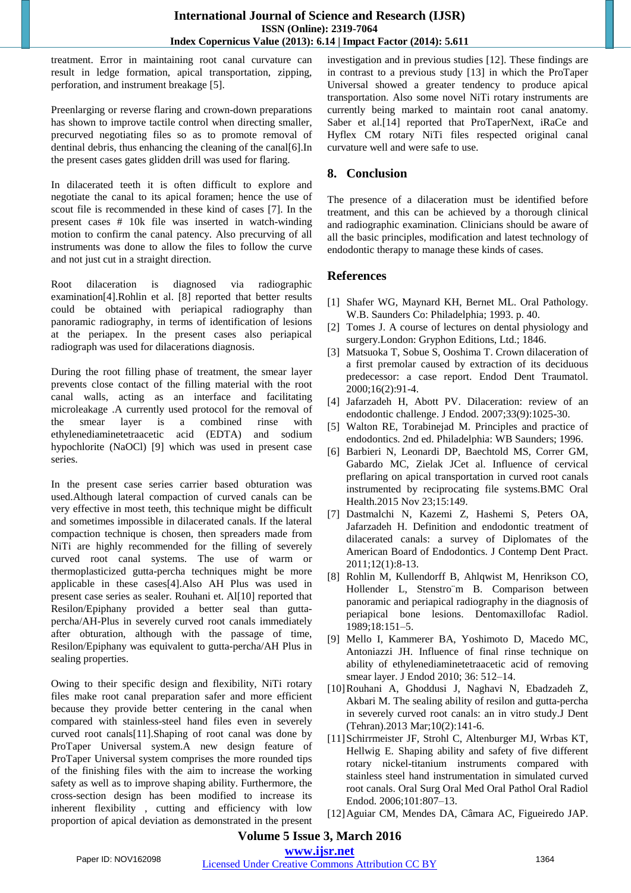treatment. Error in maintaining root canal curvature can result in ledge formation, apical transportation, zipping, perforation, and instrument breakage [5].

Preenlarging or reverse flaring and crown-down preparations has shown to improve tactile control when directing smaller, precurved negotiating files so as to promote removal of dentinal debris, thus enhancing the cleaning of the canal[6].In the present cases gates glidden drill was used for flaring.

In dilacerated teeth it is often difficult to explore and negotiate the canal to its apical foramen; hence the use of scout file is recommended in these kind of cases [7]. In the present cases # 10k file was inserted in watch-winding motion to confirm the canal patency. Also precurving of all instruments was done to allow the files to follow the curve and not just cut in a straight direction.

Root dilaceration is diagnosed via radiographic examination[4].Rohlin et al. [8] reported that better results could be obtained with periapical radiography than panoramic radiography, in terms of identification of lesions at the periapex. In the present cases also periapical radiograph was used for dilacerations diagnosis.

During the root filling phase of treatment, the smear layer prevents close contact of the filling material with the root canal walls, acting as an interface and facilitating microleakage .A currently used protocol for the removal of the smear layer is a combined rinse with ethylenediaminetetraacetic acid (EDTA) and sodium hypochlorite (NaOCl) [9] which was used in present case series.

In the present case series carrier based obturation was used.Although lateral compaction of curved canals can be very effective in most teeth, this technique might be difficult and sometimes impossible in dilacerated canals. If the lateral compaction technique is chosen, then spreaders made from NiTi are highly recommended for the filling of severely curved root canal systems. The use of warm or thermoplasticized gutta-percha techniques might be more applicable in these cases[4].Also AH Plus was used in present case series as sealer. Rouhani et. Al[10] reported that Resilon/Epiphany provided a better seal than gutta-percha/AH-Plus in severely curved root canals immediately after obturation, although with the passage of time, Resilon/Epiphany was equivalent to gutta-percha/AH Plus in sealing properties.

Owing to their specific design and flexibility, NiTi rotary files make root canal preparation safer and more efficient because they provide better centering in the canal when compared with stainless-steel hand files even in severely curved root canals[11].Shaping of root canal was done by ProTaper Universal system.A new design feature of ProTaper Universal system comprises the more rounded tips of the finishing files with the aim to increase the working safety as well as to improve shaping ability. Furthermore, the cross-section design has been modified to increase its inherent flexibility , cutting and efficiency with low proportion of apical deviation as demonstrated in the present investigation and in previous studies [12]. These findings are in contrast to a previous study [13] in which the ProTaper Universal showed a greater tendency to produce apical transportation. Also some novel NiTi rotary instruments are currently being marked to maintain root canal anatomy. Saber et al.[14] reported that ProTaperNext, iRaCe and Hyflex CM rotary NiTi files respected original canal curvature well and were safe to use.

## 8. Conclusion

The presence of a dilaceration must be identified before treatment, and this can be achieved by a thorough clinical and radiographic examination. Clinicians should be aware of all the basic principles, modification and latest technology of endodontic therapy to manage these kinds of cases.

## References

[1] Shafer WG, Maynard KH, Bernet ML. Oral Pathology. W.B. Saunders Co: Philadelphia; 1993. p. 40.

[2] Tomes J. A course of lectures on dental physiology and surgery.London: Gryphon Editions, Ltd.; 1846.

[3] Matsuoka T, Sobue S, Ooshima T. Crown dilaceration of a first premolar caused by extraction of its deciduous predecessor: a case report. Endod Dent Traumatol. 2000;16(2):91-4.

[4] Jafarzadeh H, Abott PV. Dilaceration: review of an endodontic challenge. J Endod. 2007;33(9):1025-30.

[5] Walton RE, Torabinejad M. Principles and practice of endodontics. 2nd ed. Philadelphia: WB Saunders; 1996.

[6] Barbieri N, Leonardi DP, Baechtold MS, Correr GM, Gabardo MC, Zielak JCet al. Influence of cervical preflaring on apical transportation in curved root canals instrumented by reciprocating file systems.BMC Oral Health.2015 Nov 23;15:149.

[7] Dastmalchi N, Kazemi Z, Hashemi S, Peters OA, Jafarzadeh H. Definition and endodontic treatment of dilacerated canals: a survey of Diplomates of the American Board of Endodontics. J Contemp Dent Pract. 2011;12(1):8-13.

[8] Rohlin M, Kullendorff B, Ahlqwist M, Henrikson CO, Hollender L, Stenstro¨m B. Comparison between panoramic and periapical radiography in the diagnosis of periapical bone lesions. Dentomaxillofac Radiol. 1989;18:151–5.

[9] Mello I, Kammerer BA, Yoshimoto D, Macedo MC, Antoniazzi JH. Influence of final rinse technique on ability of ethylenediaminetetraacetic acid of removing smear layer. J Endod 2010; 36: 512–14.

[10] Rouhani A, Ghoddusi J, Naghavi N, Ebadzadeh Z, Akbari M. The sealing ability of resilon and gutta-percha in severely curved root canals: an in vitro study.J Dent (Tehran).2013 Mar;10(2):141-6.

[11] Schirrmeister JF, Strohl C, Altenburger MJ, Wrbas KT, Hellwig E. Shaping ability and safety of five different rotary nickel-titanium instruments compared with stainless steel hand instrumentation in simulated curved root canals. Oral Surg Oral Med Oral Pathol Oral Radiol Endod. 2006;101:807–13.

[12] Aguiar CM, Mendes DA, Câmara AC, Figueiredo JAP.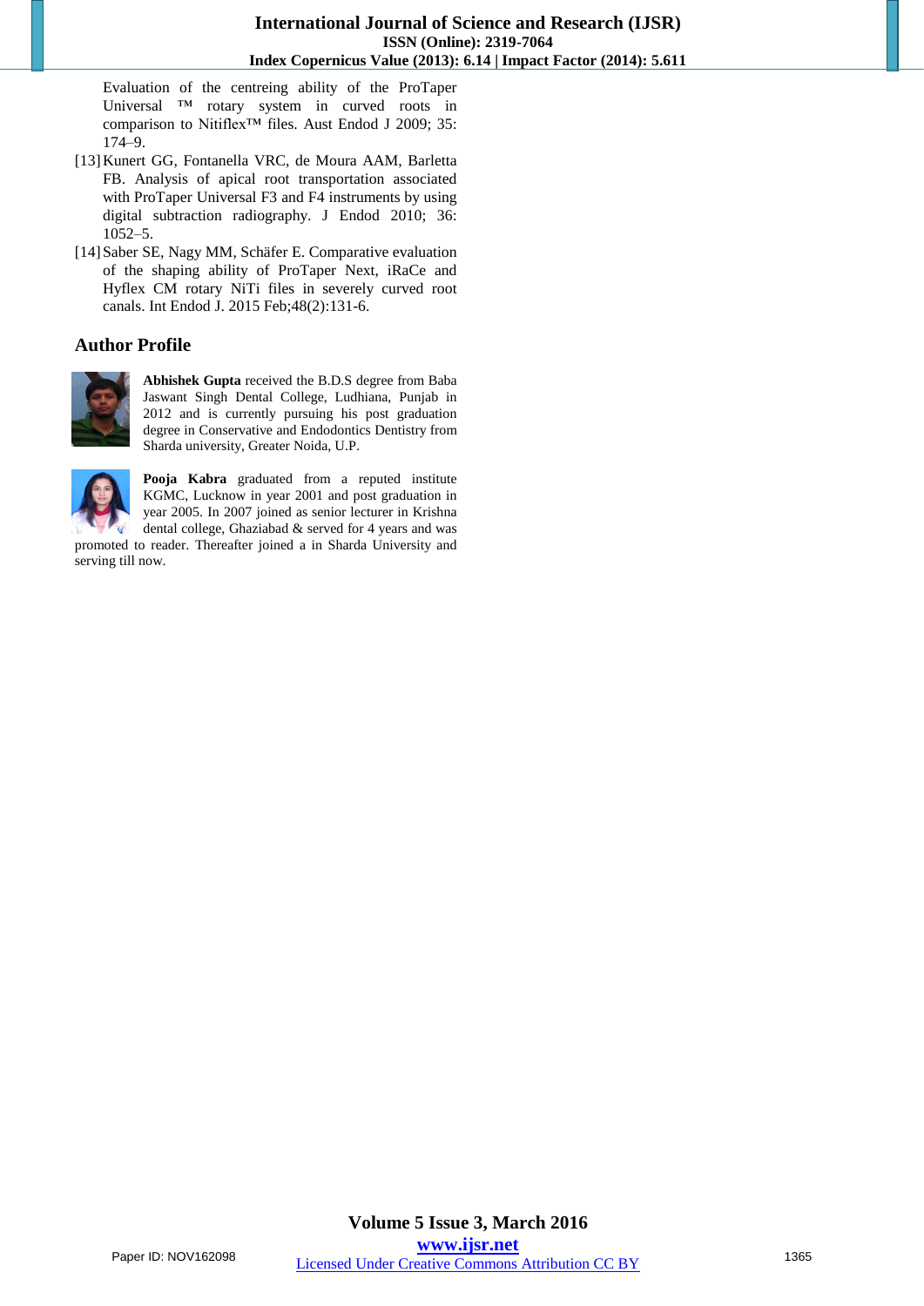Evaluation of the centreing ability of the ProTaper Universal ™ rotary system in curved roots in comparison to Nitiflex™ files. Aust Endod J 2009; 35: 174–9.

[13] Kunert GG, Fontanella VRC, de Moura AAM, Barletta FB. Analysis of apical root transportation associated with ProTaper Universal F3 and F4 instruments by using digital subtraction radiography. J Endod 2010; 36: 1052–5.

[14] Saber SE, Nagy MM, Schäfer E. Comparative evaluation of the shaping ability of ProTaper Next, iRaCe and Hyflex CM rotary NiTi files in severely curved root canals. Int Endod J. 2015 Feb;48(2):131-6.

## Author Profile

**Abhishek Gupta** received the B.D.S degree from Baba Jaswant Singh Dental College, Ludhiana, Punjab in 2012 and is currently pursuing his post graduation degree in Conservative and Endodontics Dentistry from Sharda university, Greater Noida, U.P.

**Pooja Kabra** graduated from a reputed institute KGMC, Lucknow in year 2001 and post graduation in year 2005. In 2007 joined as senior lecturer in Krishna dental college, Ghaziabad & served for 4 years and was promoted to reader. Thereafter joined a in Sharda University and serving till now.